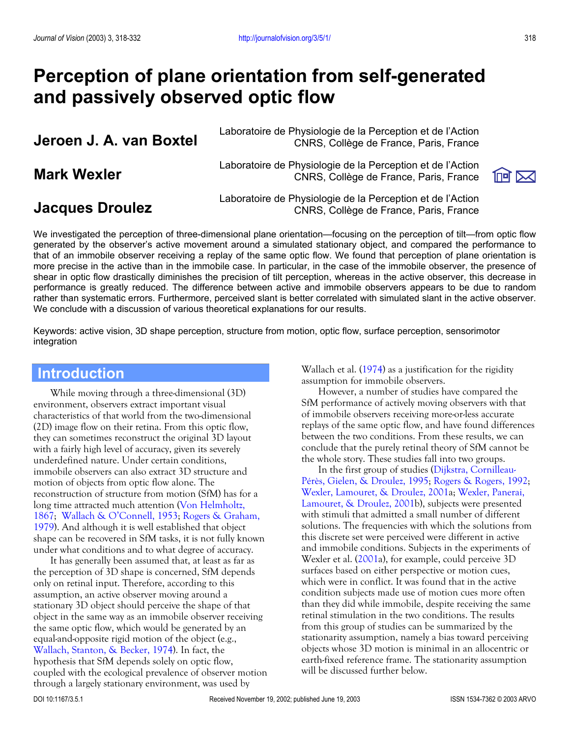# Perception of plane orientation from self-generated and passively observed optic flow

**Jeroen J. A. van Boxtel** — Laboratoire de Physiologie de la Perception et de l'Action, CNRS, Collège de France, Paris, France

**Mark Wexler** — Laboratoire de Physiologie de la Perception et de l'Action, CNRS, Collège de France, Paris, France

**Jacques Droulez** — Laboratoire de Physiologie de la Perception et de l'Action, CNRS, Collège de France, Paris, France

We investigated the perception of three-dimensional plane orientation—focusing on the perception of tilt—from optic flow generated by the observer's active movement around a simulated stationary object, and compared the performance to that of an immobile observer receiving a replay of the same optic flow. We found that perception of plane orientation is more precise in the active than in the immobile case. In particular, in the case of the immobile observer, the presence of shear in optic flow drastically diminishes the precision of tilt perception, whereas in the active observer, this decrease in performance is greatly reduced. The difference between active and immobile observers appears to be due to random rather than systematic errors. Furthermore, perceived slant is better correlated with simulated slant in the active observer. We conclude with a discussion of various theoretical explanations for our results.

Keywords: active vision, 3D shape perception, structure from motion, optic flow, surface perception, sensorimotor integration

## Introduction

While moving through a three-dimensional (3D) environment, observers extract important visual characteristics of that world from the two-dimensional (2D) image flow on their retina. From this optic flow, they can sometimes reconstruct the original 3D layout with a fairly high level of accuracy, given its severely underdefined nature. Under certain conditions, immobile observers can also extract 3D structure and motion of objects from optic flow alone. The reconstruction of structure from motion (SfM) has for a long time attracted much attention (Von Helmholtz, 1867; Wallach & O'Connell, 1953; Rogers & Graham, 1979). And although it is well established that object shape can be recovered in SfM tasks, it is not fully known under what conditions and to what degree of accuracy.

It has generally been assumed that, at least as far as the perception of 3D shape is concerned, SfM depends only on retinal input. Therefore, according to this assumption, an active observer moving around a stationary 3D object should perceive the shape of that object in the same way as an immobile observer receiving the same optic flow, which would be generated by an equal-and-opposite rigid motion of the object (e.g., Wallach, Stanton, & Becker, 1974). In fact, the hypothesis that SfM depends solely on optic flow, coupled with the ecological prevalence of observer motion through a largely stationary environment, was used by Wallach et al. (1974) as a justification for the rigidity assumption for immobile observers.

However, a number of studies have compared the SfM performance of actively moving observers with that of immobile observers receiving more-or-less accurate replays of the same optic flow, and have found differences between the two conditions. From these results, we can conclude that the purely retinal theory of SfM cannot be the whole story. These studies fall into two groups.

In the first group of studies (Dijkstra, Cornilleau-Pérès, Gielen, & Droulez, 1995; Rogers & Rogers, 1992; Wexler, Lamouret, & Droulez, 2001a; Wexler, Panerai, Lamouret, & Droulez, 2001b), subjects were presented with stimuli that admitted a small number of different solutions. The frequencies with which the solutions from this discrete set were perceived were different in active and immobile conditions. Subjects in the experiments of Wexler et al. (2001a), for example, could perceive 3D surfaces based on either perspective or motion cues, which were in conflict. It was found that in the active condition subjects made use of motion cues more often than they did while immobile, despite receiving the same retinal stimulation in the two conditions. The results from this group of studies can be summarized by the stationarity assumption, namely a bias toward perceiving objects whose 3D motion is minimal in an allocentric or earth-fixed reference frame. The stationarity assumption will be discussed further below.

DOI 10:1167/3.5.1 Received November 19, 2002; published June 19, 2003 ISSN 1534-7362 © 2003 ARVO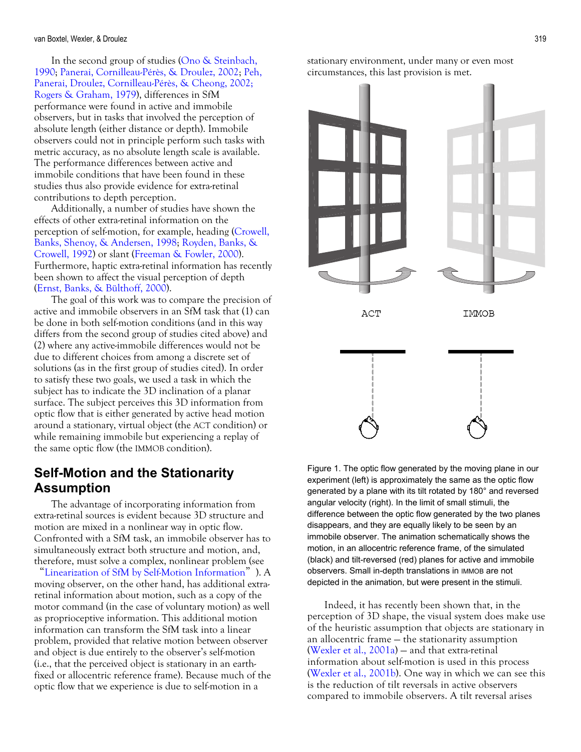In the second group of studies (Ono & Steinbach, 1990; Panerai, Cornilleau-Pérès, & Droulez, 2002; Peh, Panerai, Droulez, Cornilleau-Pérès, & Cheong, 2002; Rogers & Graham, 1979), differences in SfM performance were found in active and immobile observers, but in tasks that involved the perception of absolute length (either distance or depth). Immobile observers could not in principle perform such tasks with metric accuracy, as no absolute length scale is available. The performance differences between active and immobile conditions that have been found in these studies thus also provide evidence for extra-retinal contributions to depth perception.

Additionally, a number of studies have shown the effects of other extra-retinal information on the perception of self-motion, for example, heading (Crowell, Banks, Shenoy, & Andersen, 1998; Royden, Banks, & Crowell, 1992) or slant (Freeman & Fowler, 2000). Furthermore, haptic extra-retinal information has recently been shown to affect the visual perception of depth (Ernst, Banks, & Bülthoff, 2000).

The goal of this work was to compare the precision of active and immobile observers in an SfM task that (1) can be done in both self-motion conditions (and in this way differs from the second group of studies cited above) and (2) where any active-immobile differences would not be due to different choices from among a discrete set of solutions (as in the first group of studies cited). In order to satisfy these two goals, we used a task in which the subject has to indicate the 3D inclination of a planar surface. The subject perceives this 3D information from optic flow that is either generated by active head motion around a stationary, virtual object (the ACT condition) or while remaining immobile but experiencing a replay of the same optic flow (the IMMOB condition).

## Self-Motion and the Stationarity Assumption

The advantage of incorporating information from extra-retinal sources is evident because 3D structure and motion are mixed in a nonlinear way in optic flow. Confronted with a SfM task, an immobile observer has to simultaneously extract both structure and motion, and, therefore, must solve a complex, nonlinear problem (see "Linearization of SfM by Self-Motion Information"). A moving observer, on the other hand, has additional extra-retinal information about motion, such as a copy of the motor command (in the case of voluntary motion) as well as proprioceptive information. This additional motion information can transform the SfM task into a linear problem, provided that relative motion between observer and object is due entirely to the observer's self-motion (i.e., that the perceived object is stationary in an earth-fixed or allocentric reference frame). Because much of the optic flow that we experience is due to self-motion in a stationary environment, under many or even most circumstances, this last provision is met.

ACT

IMMOB

Figure 1. The optic flow generated by the moving plane in our experiment (left) is approximately the same as the optic flow generated by a plane with its tilt rotated by 180° and reversed angular velocity (right). In the limit of small stimuli, the difference between the optic flow generated by the two planes disappears, and they are equally likely to be seen by an immobile observer. The animation schematically shows the motion, in an allocentric reference frame, of the simulated (black) and tilt-reversed (red) planes for active and immobile observers. Small in-depth translations in IMMOB are not depicted in the animation, but were present in the stimuli.

Indeed, it has recently been shown that, in the perception of 3D shape, the visual system does make use of the heuristic assumption that objects are stationary in an allocentric frame — the stationarity assumption (Wexler et al., 2001a) — and that extra-retinal information about self-motion is used in this process (Wexler et al., 2001b). One way in which we can see this is the reduction of tilt reversals in active observers compared to immobile observers. A tilt reversal arises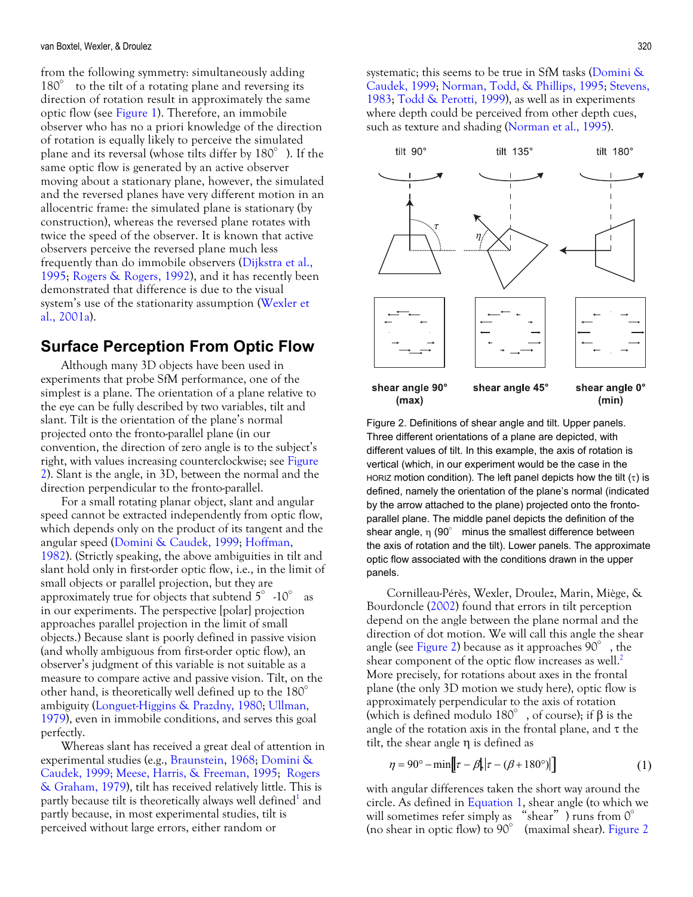from the following symmetry: simultaneously adding 180° to the tilt of a rotating plane and reversing its direction of rotation result in approximately the same optic flow (see Figure 1). Therefore, an immobile observer who has no a priori knowledge of the direction of rotation is equally likely to perceive the simulated plane and its reversal (whose tilts differ by 180°). If the same optic flow is generated by an active observer moving about a stationary plane, however, the simulated and the reversed planes have very different motion in an allocentric frame: the simulated plane is stationary (by construction), whereas the reversed plane rotates with twice the speed of the observer. It is known that active observers perceive the reversed plane much less frequently than do immobile observers (Dijkstra et al., 1995; Rogers & Rogers, 1992), and it has recently been demonstrated that difference is due to the visual system's use of the stationarity assumption (Wexler et al., 2001a).

## Surface Perception From Optic Flow

Although many 3D objects have been used in experiments that probe SfM performance, one of the simplest is a plane. The orientation of a plane relative to the eye can be fully described by two variables, tilt and slant. Tilt is the orientation of the plane's normal projected onto the fronto-parallel plane (in our convention, the direction of zero angle is to the subject's right, with values increasing counterclockwise; see Figure 2). Slant is the angle, in 3D, between the normal and the direction perpendicular to the fronto-parallel.

For a small rotating planar object, slant and angular speed cannot be extracted independently from optic flow, which depends only on the product of its tangent and the angular speed (Domini & Caudek, 1999; Hoffman, 1982). (Strictly speaking, the above ambiguities in tilt and slant hold only in first-order optic flow, i.e., in the limit of small objects or parallel projection, but they are approximately true for objects that subtend 5°-10° as in our experiments. The perspective [polar] projection approaches parallel projection in the limit of small objects.) Because slant is poorly defined in passive vision (and wholly ambiguous from first-order optic flow), an observer's judgment of this variable is not suitable as a measure to compare active and passive vision. Tilt, on the other hand, is theoretically well defined up to the 180° ambiguity (Longuet-Higgins & Prazdny, 1980; Ullman, 1979), even in immobile conditions, and serves this goal perfectly.

Whereas slant has received a great deal of attention in experimental studies (e.g., Braunstein, 1968; Domini & Caudek, 1999; Meese, Harris, & Freeman, 1995; Rogers & Graham, 1979), tilt has received relatively little. This is partly because tilt is theoretically always well defined[1] and partly because, in most experimental studies, tilt is perceived without large errors, either random or systematic; this seems to be true in SfM tasks (Domini & Caudek, 1999; Norman, Todd, & Phillips, 1995; Stevens, 1983; Todd & Perotti, 1999), as well as in experiments where depth could be perceived from other depth cues, such as texture and shading (Norman et al., 1995).

tilt 90°
tilt 135°
tilt 180°
τ
η
shear angle 90° (max)
shear angle 45°
shear angle 0° (min)

Figure 2. Definitions of shear angle and tilt. Upper panels. Three different orientations of a plane are depicted, with different values of tilt. In this example, the axis of rotation is vertical (which, in our experiment would be the case in the HORIZ motion condition). The left panel depicts how the tilt ($\tau$) is defined, namely the orientation of the plane's normal (indicated by the arrow attached to the plane) projected onto the fronto-parallel plane. The middle panel depicts the definition of the shear angle, $\eta$ (90° minus the smallest difference between the axis of rotation and the tilt). Lower panels. The approximate optic flow associated with the conditions drawn in the upper panels.

Cornilleau-Pérès, Wexler, Droulez, Marin, Miège, & Bourdoncle (2002) found that errors in tilt perception depend on the angle between the plane normal and the direction of dot motion. We will call this angle the shear angle (see Figure 2) because as it approaches 90°, the shear component of the optic flow increases as well.[2] More precisely, for rotations about axes in the frontal plane (the only 3D motion we study here), optic flow is approximately perpendicular to the axis of rotation (which is defined modulo 180°, of course); if $\beta$ is the angle of the rotation axis in the frontal plane, and $\tau$ the tilt, the shear angle $\eta$ is defined as

$$\eta = 90° - \min\left[\left|\tau - \beta\right|, \left|\tau - (\beta + 180°)\right|\right] \tag{1}$$

with angular differences taken the short way around the circle. As defined in Equation 1, shear angle (to which we will sometimes refer simply as "shear") runs from 0° (no shear in optic flow) to 90° (maximal shear). Figure 2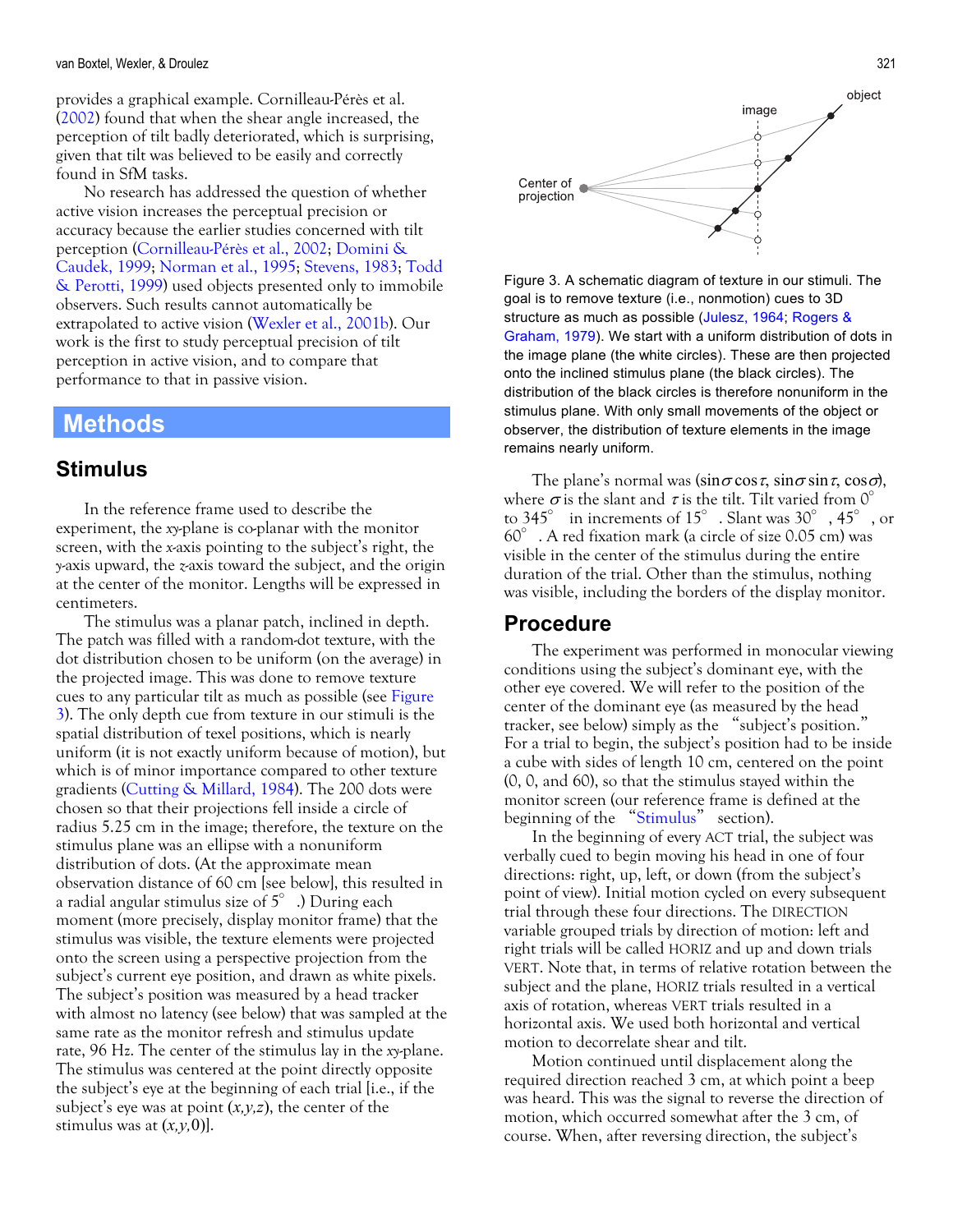provides a graphical example. Cornilleau-Pérès et al. (2002) found that when the shear angle increased, the perception of tilt badly deteriorated, which is surprising, given that tilt was believed to be easily and correctly found in SfM tasks.

No research has addressed the question of whether active vision increases the perceptual precision or accuracy because the earlier studies concerned with tilt perception (Cornilleau-Pérès et al., 2002; Domini & Caudek, 1999; Norman et al., 1995; Stevens, 1983; Todd & Perotti, 1999) used objects presented only to immobile observers. Such results cannot automatically be extrapolated to active vision (Wexler et al., 2001b). Our work is the first to study perceptual precision of tilt perception in active vision, and to compare that performance to that in passive vision.

# Methods

## Stimulus

In the reference frame used to describe the experiment, the *xy*-plane is co-planar with the monitor screen, with the *x*-axis pointing to the subject's right, the *y*-axis upward, the *z*-axis toward the subject, and the origin at the center of the monitor. Lengths will be expressed in centimeters.

The stimulus was a planar patch, inclined in depth. The patch was filled with a random-dot texture, with the dot distribution chosen to be uniform (on the average) in the projected image. This was done to remove texture cues to any particular tilt as much as possible (see Figure 3). The only depth cue from texture in our stimuli is the spatial distribution of texel positions, which is nearly uniform (it is not exactly uniform because of motion), but which is of minor importance compared to other texture gradients (Cutting & Millard, 1984). The 200 dots were chosen so that their projections fell inside a circle of radius 5.25 cm in the image; therefore, the texture on the stimulus plane was an ellipse with a nonuniform distribution of dots. (At the approximate mean observation distance of 60 cm [see below], this resulted in a radial angular stimulus size of 5°.) During each moment (more precisely, display monitor frame) that the stimulus was visible, the texture elements were projected onto the screen using a perspective projection from the subject's current eye position, and drawn as white pixels. The subject's position was measured by a head tracker with almost no latency (see below) that was sampled at the same rate as the monitor refresh and stimulus update rate, 96 Hz. The center of the stimulus lay in the *xy*-plane. The stimulus was centered at the point directly opposite the subject's eye at the beginning of each trial [i.e., if the subject's eye was at point $(x,y,z)$, the center of the stimulus was at $(x,y,0)$].

object

image

Center of projection

Figure 3. A schematic diagram of texture in our stimuli. The goal is to remove texture (i.e., nonmotion) cues to 3D structure as much as possible (Julesz, 1964; Rogers & Graham, 1979). We start with a uniform distribution of dots in the image plane (the white circles). These are then projected onto the inclined stimulus plane (the black circles). The distribution of the black circles is therefore nonuniform in the stimulus plane. With only small movements of the object or observer, the distribution of texture elements in the image remains nearly uniform.

The plane's normal was $(\sin\sigma\cos\tau, \sin\sigma\sin\tau, \cos\sigma)$, where $\sigma$ is the slant and $\tau$ is the tilt. Tilt varied from 0° to 345° in increments of 15°. Slant was 30°, 45°, or 60°. A red fixation mark (a circle of size 0.05 cm) was visible in the center of the stimulus during the entire duration of the trial. Other than the stimulus, nothing was visible, including the borders of the display monitor.

## Procedure

The experiment was performed in monocular viewing conditions using the subject's dominant eye, with the other eye covered. We will refer to the position of the center of the dominant eye (as measured by the head tracker, see below) simply as the "subject's position." For a trial to begin, the subject's position had to be inside a cube with sides of length 10 cm, centered on the point (0, 0, and 60), so that the stimulus stayed within the monitor screen (our reference frame is defined at the beginning of the "Stimulus" section).

In the beginning of every ACT trial, the subject was verbally cued to begin moving his head in one of four directions: right, up, left, or down (from the subject's point of view). Initial motion cycled on every subsequent trial through these four directions. The DIRECTION variable grouped trials by direction of motion: left and right trials will be called HORIZ and up and down trials VERT. Note that, in terms of relative rotation between the subject and the plane, HORIZ trials resulted in a vertical axis of rotation, whereas VERT trials resulted in a horizontal axis. We used both horizontal and vertical motion to decorrelate shear and tilt.

Motion continued until displacement along the required direction reached 3 cm, at which point a beep was heard. This was the signal to reverse the direction of motion, which occurred somewhat after the 3 cm, of course. When, after reversing direction, the subject's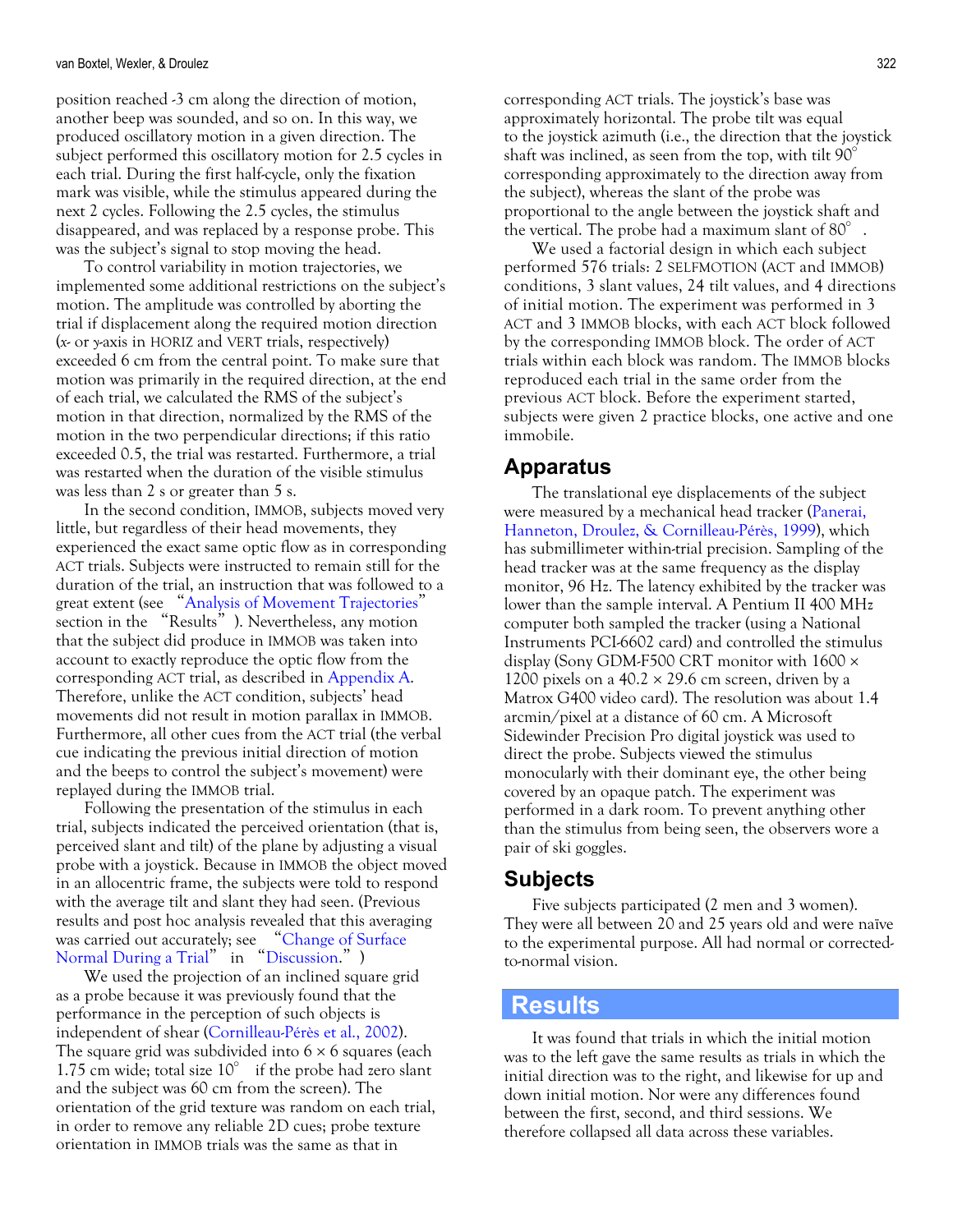position reached -3 cm along the direction of motion, another beep was sounded, and so on. In this way, we produced oscillatory motion in a given direction. The subject performed this oscillatory motion for 2.5 cycles in each trial. During the first half-cycle, only the fixation mark was visible, while the stimulus appeared during the next 2 cycles. Following the 2.5 cycles, the stimulus disappeared, and was replaced by a response probe. This was the subject's signal to stop moving the head.

To control variability in motion trajectories, we implemented some additional restrictions on the subject's motion. The amplitude was controlled by aborting the trial if displacement along the required motion direction (*x*- or *y*-axis in HORIZ and VERT trials, respectively) exceeded 6 cm from the central point. To make sure that motion was primarily in the required direction, at the end of each trial, we calculated the RMS of the subject's motion in that direction, normalized by the RMS of the motion in the two perpendicular directions; if this ratio exceeded 0.5, the trial was restarted. Furthermore, a trial was restarted when the duration of the visible stimulus was less than 2 s or greater than 5 s.

In the second condition, IMMOB, subjects moved very little, but regardless of their head movements, they experienced the exact same optic flow as in corresponding ACT trials. Subjects were instructed to remain still for the duration of the trial, an instruction that was followed to a great extent (see "Analysis of Movement Trajectories" section in the "Results"). Nevertheless, any motion that the subject did produce in IMMOB was taken into account to exactly reproduce the optic flow from the corresponding ACT trial, as described in Appendix A. Therefore, unlike the ACT condition, subjects' head movements did not result in motion parallax in IMMOB. Furthermore, all other cues from the ACT trial (the verbal cue indicating the previous initial direction of motion and the beeps to control the subject's movement) were replayed during the IMMOB trial.

Following the presentation of the stimulus in each trial, subjects indicated the perceived orientation (that is, perceived slant and tilt) of the plane by adjusting a visual probe with a joystick. Because in IMMOB the object moved in an allocentric frame, the subjects were told to respond with the average tilt and slant they had seen. (Previous results and post hoc analysis revealed that this averaging was carried out accurately; see "Change of Surface Normal During a Trial" in "Discussion.")

We used the projection of an inclined square grid as a probe because it was previously found that the performance in the perception of such objects is independent of shear (Cornilleau-Pérès et al., 2002). The square grid was subdivided into 6 × 6 squares (each 1.75 cm wide; total size 10° if the probe had zero slant and the subject was 60 cm from the screen). The orientation of the grid texture was random on each trial, in order to remove any reliable 2D cues; probe texture orientation in IMMOB trials was the same as that in corresponding ACT trials. The joystick's base was approximately horizontal. The probe tilt was equal to the joystick azimuth (i.e., the direction that the joystick shaft was inclined, as seen from the top, with tilt 90° corresponding approximately to the direction away from the subject), whereas the slant of the probe was proportional to the angle between the joystick shaft and the vertical. The probe had a maximum slant of 80°.

We used a factorial design in which each subject performed 576 trials: 2 SELFMOTION (ACT and IMMOB) conditions, 3 slant values, 24 tilt values, and 4 directions of initial motion. The experiment was performed in 3 ACT and 3 IMMOB blocks, with each ACT block followed by the corresponding IMMOB block. The order of ACT trials within each block was random. The IMMOB blocks reproduced each trial in the same order from the previous ACT block. Before the experiment started, subjects were given 2 practice blocks, one active and one immobile.

## Apparatus

The translational eye displacements of the subject were measured by a mechanical head tracker (Panerai, Hanneton, Droulez, & Cornilleau-Pérès, 1999), which has submillimeter within-trial precision. Sampling of the head tracker was at the same frequency as the display monitor, 96 Hz. The latency exhibited by the tracker was lower than the sample interval. A Pentium II 400 MHz computer both sampled the tracker (using a National Instruments PCI-6602 card) and controlled the stimulus display (Sony GDM-F500 CRT monitor with 1600 × 1200 pixels on a 40.2 × 29.6 cm screen, driven by a Matrox G400 video card). The resolution was about 1.4 arcmin/pixel at a distance of 60 cm. A Microsoft Sidewinder Precision Pro digital joystick was used to direct the probe. Subjects viewed the stimulus monocularly with their dominant eye, the other being covered by an opaque patch. The experiment was performed in a dark room. To prevent anything other than the stimulus from being seen, the observers wore a pair of ski goggles.

## Subjects

Five subjects participated (2 men and 3 women). They were all between 20 and 25 years old and were naïve to the experimental purpose. All had normal or corrected-to-normal vision.

# Results

It was found that trials in which the initial motion was to the left gave the same results as trials in which the initial direction was to the right, and likewise for up and down initial motion. Nor were any differences found between the first, second, and third sessions. We therefore collapsed all data across these variables.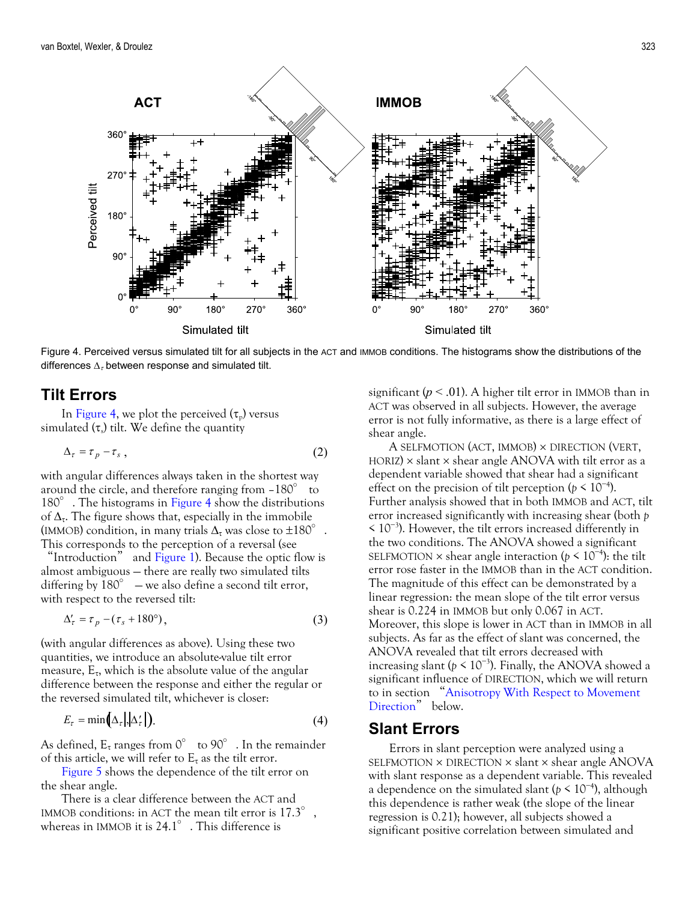ACT

IMMOB

360°
270°
180°
90°
0°

Perceived tilt

0° 90° 180° 270° 360°

Simulated tilt

-180° -90° 90° 180°

Figure 4. Perceived versus simulated tilt for all subjects in the ACT and IMMOB conditions. The histograms show the distributions of the differences $\Delta_\tau$ between response and simulated tilt.

## Tilt Errors

In Figure 4, we plot the perceived ($\tau_p$) versus simulated ($\tau_s$) tilt. We define the quantity

$$\Delta_\tau = \tau_p - \tau_s \,, \tag{2}$$

with angular differences always taken in the shortest way around the circle, and therefore ranging from −180° to 180°. The histograms in Figure 4 show the distributions of $\Delta_\tau$. The figure shows that, especially in the immobile (IMMOB) condition, in many trials $\Delta_\tau$ was close to ±180°. This corresponds to the perception of a reversal (see "Introduction" and Figure 1). Because the optic flow is almost ambiguous — there are really two simulated tilts differing by 180° — we also define a second tilt error, with respect to the reversed tilt:

$$\Delta'_\tau = \tau_p - (\tau_s + 180°) \,, \tag{3}$$

(with angular differences as above). Using these two quantities, we introduce an absolute-value tilt error measure, $E_\tau$, which is the absolute value of the angular difference between the response and either the regular or the reversed simulated tilt, whichever is closer:

$$E_\tau = \min\left(\left|\Delta_\tau\right|, \left|\Delta'_\tau\right|\right). \tag{4}$$

As defined, $E_\tau$ ranges from 0° to 90°. In the remainder of this article, we will refer to $E_\tau$ as the tilt error.

Figure 5 shows the dependence of the tilt error on the shear angle.

There is a clear difference between the ACT and IMMOB conditions: in ACT the mean tilt error is 17.3°, whereas in IMMOB it is 24.1°. This difference is significant ($p < .01$). A higher tilt error in IMMOB than in ACT was observed in all subjects. However, the average error is not fully informative, as there is a large effect of shear angle.

A SELFMOTION (ACT, IMMOB) × DIRECTION (VERT, HORIZ) × slant × shear angle ANOVA with tilt error as a dependent variable showed that shear had a significant effect on the precision of tilt perception ($p < 10^{-4}$). Further analysis showed that in both IMMOB and ACT, tilt error increased significantly with increasing shear (both $p < 10^{-3}$). However, the tilt errors increased differently in the two conditions. The ANOVA showed a significant SELFMOTION × shear angle interaction ($p < 10^{-4}$): the tilt error rose faster in the IMMOB than in the ACT condition. The magnitude of this effect can be demonstrated by a linear regression: the mean slope of the tilt error versus shear is 0.224 in IMMOB but only 0.067 in ACT. Moreover, this slope is lower in ACT than in IMMOB in all subjects. As far as the effect of slant was concerned, the ANOVA revealed that tilt errors decreased with increasing slant ($p < 10^{-3}$). Finally, the ANOVA showed a significant influence of DIRECTION, which we will return to in section "Anisotropy With Respect to Movement Direction" below.

## Slant Errors

Errors in slant perception were analyzed using a SELFMOTION × DIRECTION × slant × shear angle ANOVA with slant response as a dependent variable. This revealed a dependence on the simulated slant ($p < 10^{-4}$), although this dependence is rather weak (the slope of the linear regression is 0.21); however, all subjects showed a significant positive correlation between simulated and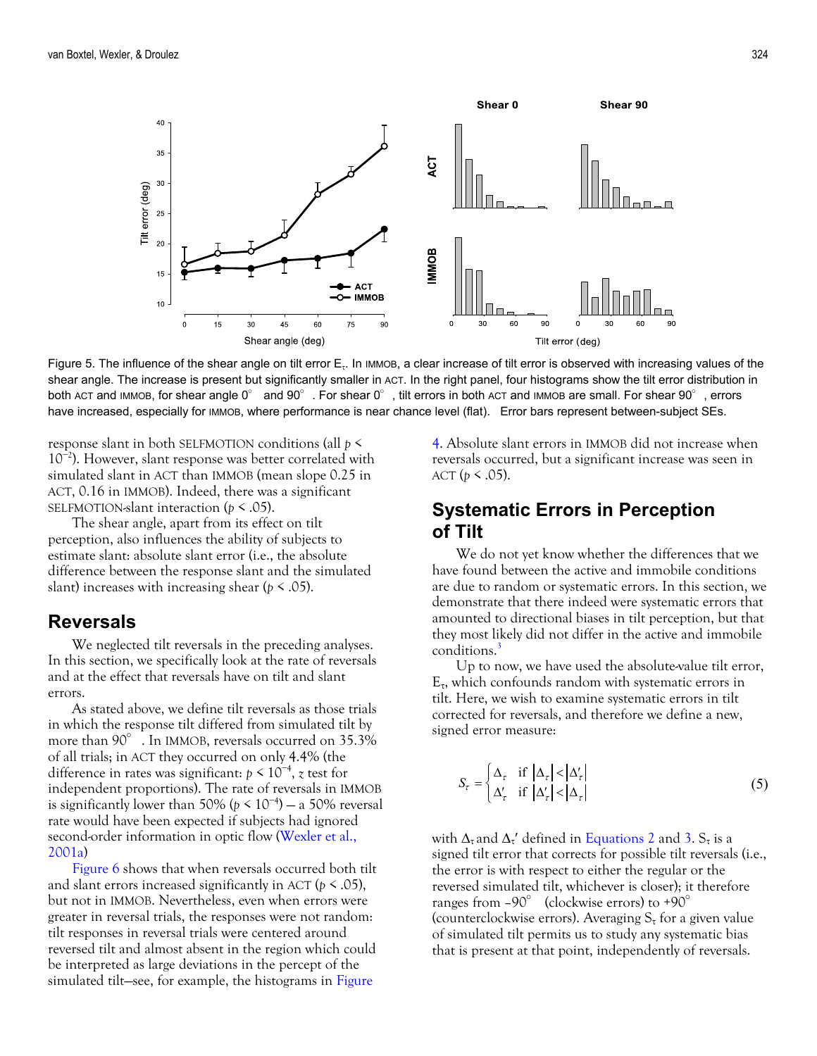Shear 0

Shear 90

ACT

IMMOB

40
35
30
25
20
15
10

Tilt error (deg)

0 15 30 45 60 75 90

Shear angle (deg)

ACT
IMMOB

0 30 60 90 0 30 60 90

Tilt error (deg)

Figure 5. The influence of the shear angle on tilt error $E_\tau$. In IMMOB, a clear increase of tilt error is observed with increasing values of the shear angle. The increase is present but significantly smaller in ACT. In the right panel, four histograms show the tilt error distribution in both ACT and IMMOB, for shear angle 0° and 90°. For shear 0°, tilt errors in both ACT and IMMOB are small. For shear 90°, errors have increased, especially for IMMOB, where performance is near chance level (flat). Error bars represent between-subject SEs.

response slant in both SELFMOTION conditions (all $p < 10^{-2}$). However, slant response was better correlated with simulated slant in ACT than IMMOB (mean slope 0.25 in ACT, 0.16 in IMMOB). Indeed, there was a significant SELFMOTION-slant interaction ($p < .05$).

The shear angle, apart from its effect on tilt perception, also influences the ability of subjects to estimate slant: absolute slant error (i.e., the absolute difference between the response slant and the simulated slant) increases with increasing shear ($p < .05$).

## Reversals

We neglected tilt reversals in the preceding analyses. In this section, we specifically look at the rate of reversals and at the effect that reversals have on tilt and slant errors.

As stated above, we define tilt reversals as those trials in which the response tilt differed from simulated tilt by more than 90°. In IMMOB, reversals occurred on 35.3% of all trials; in ACT they occurred on only 4.4% (the difference in rates was significant: $p < 10^{-4}$, $z$ test for independent proportions). The rate of reversals in IMMOB is significantly lower than 50% ($p < 10^{-4}$) – a 50% reversal rate would have been expected if subjects had ignored second-order information in optic flow (Wexler et al., 2001a)

Figure 6 shows that when reversals occurred both tilt and slant errors increased significantly in ACT ($p < .05$), but not in IMMOB. Nevertheless, even when errors were greater in reversal trials, the responses were not random: tilt responses in reversal trials were centered around reversed tilt and almost absent in the region which could be interpreted as large deviations in the percept of the simulated tilt—see, for example, the histograms in Figure 4. Absolute slant errors in IMMOB did not increase when reversals occurred, but a significant increase was seen in ACT ($p < .05$).

## Systematic Errors in Perception of Tilt

We do not yet know whether the differences that we have found between the active and immobile conditions are due to random or systematic errors. In this section, we demonstrate that there indeed were systematic errors that amounted to directional biases in tilt perception, but that they most likely did not differ in the active and immobile conditions.[3]

Up to now, we have used the absolute-value tilt error, $E_\tau$, which confounds random with systematic errors in tilt. Here, we wish to examine systematic errors in tilt corrected for reversals, and therefore we define a new, signed error measure:

$$S_\tau = \begin{cases} \Delta_\tau & \text{if } |\Delta_\tau| < |\Delta'_\tau| \\ \Delta'_\tau & \text{if } |\Delta'_\tau| < |\Delta_\tau| \end{cases} \tag{5}$$

with $\Delta_\tau$ and $\Delta_\tau'$ defined in Equations 2 and 3. $S_\tau$ is a signed tilt error that corrects for possible tilt reversals (i.e., the error is with respect to either the regular or the reversed simulated tilt, whichever is closer); it therefore ranges from –90° (clockwise errors) to +90° (counterclockwise errors). Averaging $S_\tau$ for a given value of simulated tilt permits us to study any systematic bias that is present at that point, independently of reversals.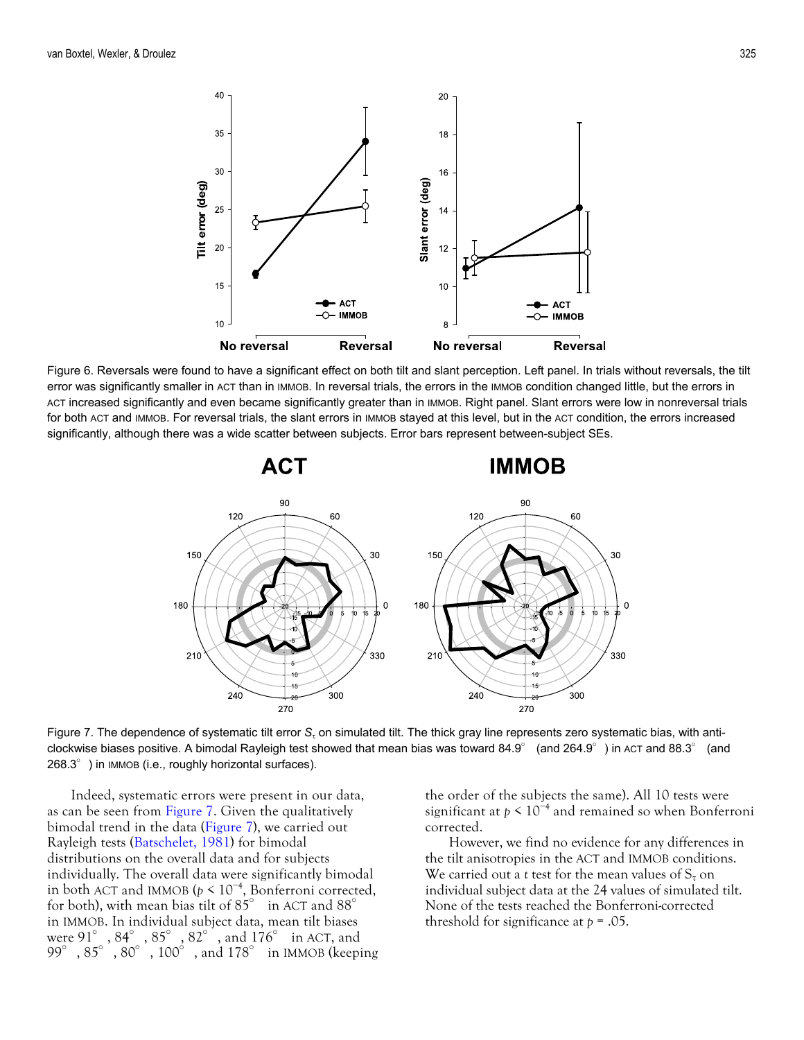Tilt error (deg)

40
35
30
25
20
15
10

ACT
IMMOB

No reversal
Reversal

Slant error (deg)

20
18
16
14
12
10
8

ACT
IMMOB

No reversal
Reversal

Figure 6. Reversals were found to have a significant effect on both tilt and slant perception. Left panel. In trials without reversals, the tilt error was significantly smaller in ACT than in IMMOB. In reversal trials, the errors in the IMMOB condition changed little, but the errors in ACT increased significantly and even became significantly greater than in IMMOB. Right panel. Slant errors were low in nonreversal trials for both ACT and IMMOB. For reversal trials, the slant errors in IMMOB stayed at this level, but in the ACT condition, the errors increased significantly, although there was a wide scatter between subjects. Error bars represent between-subject SEs.

ACT

IMMOB

Figure 7. The dependence of systematic tilt error $S_\tau$ on simulated tilt. The thick gray line represents zero systematic bias, with anti-clockwise biases positive. A bimodal Rayleigh test showed that mean bias was toward 84.9° (and 264.9°) in ACT and 88.3° (and 268.3°) in IMMOB (i.e., roughly horizontal surfaces).

Indeed, systematic errors were present in our data, as can be seen from Figure 7. Given the qualitatively bimodal trend in the data (Figure 7), we carried out Rayleigh tests (Batschelet, 1981) for bimodal distributions on the overall data and for subjects individually. The overall data were significantly bimodal in both ACT and IMMOB ($p < 10^{-4}$, Bonferroni corrected, for both), with mean bias tilt of 85° in ACT and 88° in IMMOB. In individual subject data, mean tilt biases were 91°, 84°, 85°, 82°, and 176° in ACT, and 99°, 85°, 80°, 100°, and 178° in IMMOB (keeping the order of the subjects the same). All 10 tests were significant at $p < 10^{-4}$ and remained so when Bonferroni corrected.

However, we find no evidence for any differences in the tilt anisotropies in the ACT and IMMOB conditions. We carried out a *t* test for the mean values of $S_\tau$ on individual subject data at the 24 values of simulated tilt. None of the tests reached the Bonferroni-corrected threshold for significance at $p = .05$.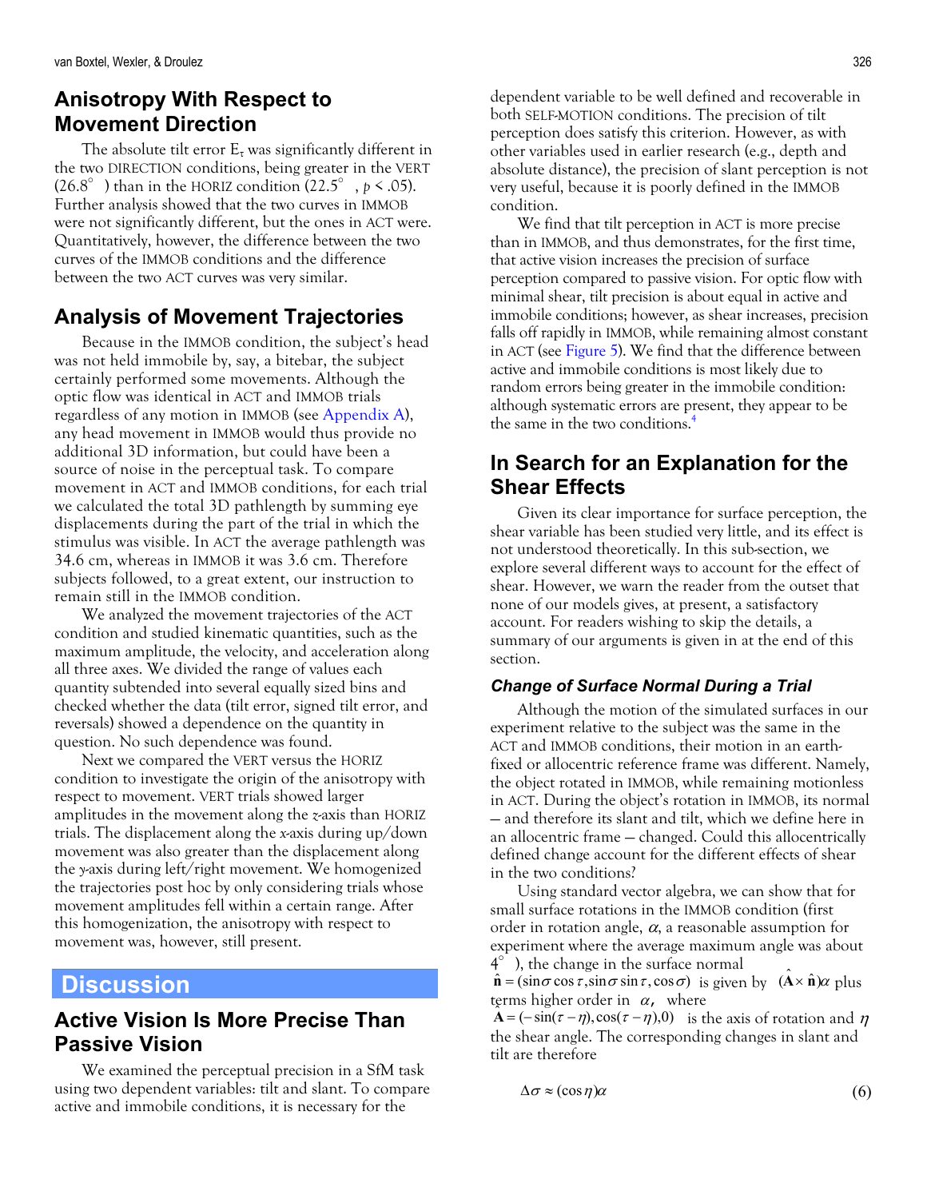## Anisotropy With Respect to Movement Direction

The absolute tilt error $E_\tau$ was significantly different in the two DIRECTION conditions, being greater in the VERT (26.8° ) than in the HORIZ condition (22.5° , $p < .05$). Further analysis showed that the two curves in IMMOB were not significantly different, but the ones in ACT were. Quantitatively, however, the difference between the two curves of the IMMOB conditions and the difference between the two ACT curves was very similar.

## Analysis of Movement Trajectories

Because in the IMMOB condition, the subject's head was not held immobile by, say, a bitebar, the subject certainly performed some movements. Although the optic flow was identical in ACT and IMMOB trials regardless of any motion in IMMOB (see Appendix A), any head movement in IMMOB would thus provide no additional 3D information, but could have been a source of noise in the perceptual task. To compare movement in ACT and IMMOB conditions, for each trial we calculated the total 3D pathlength by summing eye displacements during the part of the trial in which the stimulus was visible. In ACT the average pathlength was 34.6 cm, whereas in IMMOB it was 3.6 cm. Therefore subjects followed, to a great extent, our instruction to remain still in the IMMOB condition.

We analyzed the movement trajectories of the ACT condition and studied kinematic quantities, such as the maximum amplitude, the velocity, and acceleration along all three axes. We divided the range of values each quantity subtended into several equally sized bins and checked whether the data (tilt error, signed tilt error, and reversals) showed a dependence on the quantity in question. No such dependence was found.

Next we compared the VERT versus the HORIZ condition to investigate the origin of the anisotropy with respect to movement. VERT trials showed larger amplitudes in the movement along the *z*-axis than HORIZ trials. The displacement along the *x*-axis during up/down movement was also greater than the displacement along the *y*-axis during left/right movement. We homogenized the trajectories post hoc by only considering trials whose movement amplitudes fell within a certain range. After this homogenization, the anisotropy with respect to movement was, however, still present.

# Discussion

## Active Vision Is More Precise Than Passive Vision

We examined the perceptual precision in a SfM task using two dependent variables: tilt and slant. To compare active and immobile conditions, it is necessary for the dependent variable to be well defined and recoverable in both SELF-MOTION conditions. The precision of tilt perception does satisfy this criterion. However, as with other variables used in earlier research (e.g., depth and absolute distance), the precision of slant perception is not very useful, because it is poorly defined in the IMMOB condition.

We find that tilt perception in ACT is more precise than in IMMOB, and thus demonstrates, for the first time, that active vision increases the precision of surface perception compared to passive vision. For optic flow with minimal shear, tilt precision is about equal in active and immobile conditions; however, as shear increases, precision falls off rapidly in IMMOB, while remaining almost constant in ACT (see Figure 5). We find that the difference between active and immobile conditions is most likely due to random errors being greater in the immobile condition: although systematic errors are present, they appear to be the same in the two conditions.[4]

## In Search for an Explanation for the Shear Effects

Given its clear importance for surface perception, the shear variable has been studied very little, and its effect is not understood theoretically. In this sub-section, we explore several different ways to account for the effect of shear. However, we warn the reader from the outset that none of our models gives, at present, a satisfactory account. For readers wishing to skip the details, a summary of our arguments is given in at the end of this section.

### *Change of Surface Normal During a Trial*

Although the motion of the simulated surfaces in our experiment relative to the subject was the same in the ACT and IMMOB conditions, their motion in an earth-fixed or allocentric reference frame was different. Namely, the object rotated in IMMOB, while remaining motionless in ACT. During the object's rotation in IMMOB, its normal — and therefore its slant and tilt, which we define here in an allocentric frame — changed. Could this allocentrically defined change account for the different effects of shear in the two conditions?

Using standard vector algebra, we can show that for small surface rotations in the IMMOB condition (first order in rotation angle, $\alpha$, a reasonable assumption for experiment where the average maximum angle was about 4° ), the change in the surface normal $\hat{\mathbf{n}} = (\sin\sigma\cos\tau, \sin\sigma\sin\tau, \cos\sigma)$ is given by $(\hat{\mathbf{A}} \times \hat{\mathbf{n}})\alpha$ plus terms higher order in $\alpha$, where $\hat{\mathbf{A}} = (-\sin(\tau-\eta), \cos(\tau-\eta), 0)$ is the axis of rotation and $\eta$ the shear angle. The corresponding changes in slant and tilt are therefore

$$\Delta\sigma \approx (\cos\eta)\alpha \tag{6}$$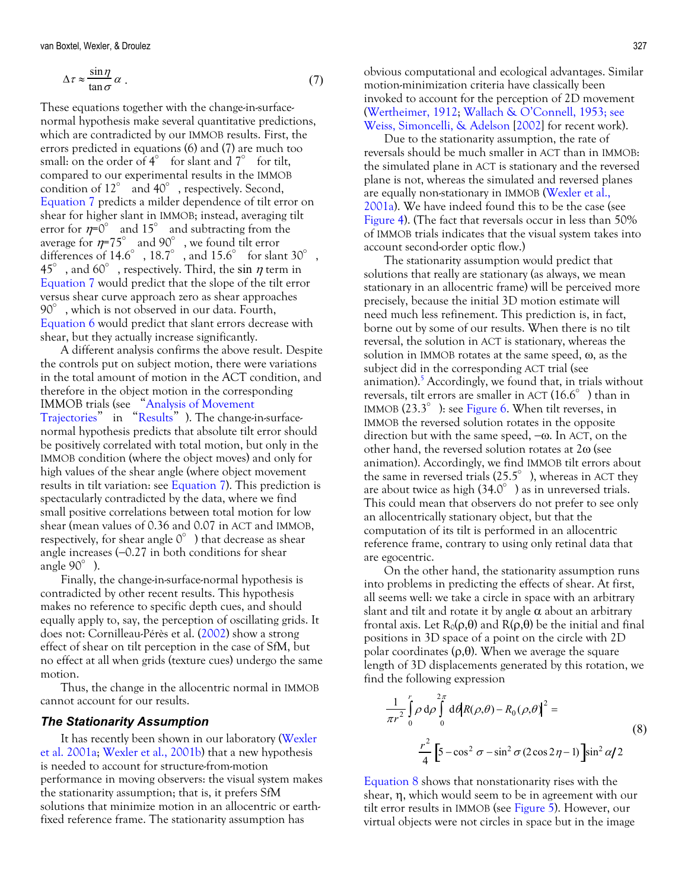$$\Delta\tau \approx \frac{\sin\eta}{\tan\sigma}\alpha\,. \tag{7}$$

These equations together with the change-in-surface-normal hypothesis make several quantitative predictions, which are contradicted by our IMMOB results. First, the errors predicted in equations (6) and (7) are much too small: on the order of 4° for slant and 7° for tilt, compared to our experimental results in the IMMOB condition of 12° and 40°, respectively. Second, Equation 7 predicts a milder dependence of tilt error on shear for higher slant in IMMOB; instead, averaging tilt error for $\eta$=0° and 15° and subtracting from the average for $\eta$=75° and 90°, we found tilt error differences of 14.6°, 18.7°, and 15.6° for slant 30°, 45°, and 60°, respectively. Third, the sin $\eta$ term in Equation 7 would predict that the slope of the tilt error versus shear curve approach zero as shear approaches 90°, which is not observed in our data. Fourth, Equation 6 would predict that slant errors decrease with shear, but they actually increase significantly.

A different analysis confirms the above result. Despite the controls put on subject motion, there were variations in the total amount of motion in the ACT condition, and therefore in the object motion in the corresponding IMMOB trials (see "Analysis of Movement Trajectories" in "Results"). The change-in-surface-normal hypothesis predicts that absolute tilt error should be positively correlated with total motion, but only in the IMMOB condition (where the object moves) and only for high values of the shear angle (where object movement results in tilt variation: see Equation 7). This prediction is spectacularly contradicted by the data, where we find small positive correlations between total motion for low shear (mean values of 0.36 and 0.07 in ACT and IMMOB, respectively, for shear angle 0°) that decrease as shear angle increases (–0.27 in both conditions for shear angle 90°).

Finally, the change-in-surface-normal hypothesis is contradicted by other recent results. This hypothesis makes no reference to specific depth cues, and should equally apply to, say, the perception of oscillating grids. It does not: Cornilleau-Pérès et al. (2002) show a strong effect of shear on tilt perception in the case of SfM, but no effect at all when grids (texture cues) undergo the same motion.

Thus, the change in the allocentric normal in IMMOB cannot account for our results.

### *The Stationarity Assumption*

It has recently been shown in our laboratory (Wexler et al. 2001a; Wexler et al., 2001b) that a new hypothesis is needed to account for structure-from-motion performance in moving observers: the visual system makes the stationarity assumption; that is, it prefers SfM solutions that minimize motion in an allocentric or earth-fixed reference frame. The stationarity assumption has obvious computational and ecological advantages. Similar motion-minimization criteria have classically been invoked to account for the perception of 2D movement (Wertheimer, 1912; Wallach & O'Connell, 1953; see Weiss, Simoncelli, & Adelson [2002] for recent work).

Due to the stationarity assumption, the rate of reversals should be much smaller in ACT than in IMMOB: the simulated plane in ACT is stationary and the reversed plane is not, whereas the simulated and reversed planes are equally non-stationary in IMMOB (Wexler et al., 2001a). We have indeed found this to be the case (see Figure 4). (The fact that reversals occur in less than 50% of IMMOB trials indicates that the visual system takes into account second-order optic flow.)

The stationarity assumption would predict that solutions that really are stationary (as always, we mean stationary in an allocentric frame) will be perceived more precisely, because the initial 3D motion estimate will need much less refinement. This prediction is, in fact, borne out by some of our results. When there is no tilt reversal, the solution in ACT is stationary, whereas the solution in IMMOB rotates at the same speed, ω, as the subject did in the corresponding ACT trial (see animation).[5] Accordingly, we found that, in trials without reversals, tilt errors are smaller in ACT (16.6°) than in IMMOB (23.3°): see Figure 6. When tilt reverses, in IMMOB the reversed solution rotates in the opposite direction but with the same speed, –ω. In ACT, on the other hand, the reversed solution rotates at 2ω (see animation). Accordingly, we find IMMOB tilt errors about the same in reversed trials (25.5°), whereas in ACT they are about twice as high (34.0°) as in unreversed trials. This could mean that observers do not prefer to see only an allocentrically stationary object, but that the computation of its tilt is performed in an allocentric reference frame, contrary to using only retinal data that are egocentric.

On the other hand, the stationarity assumption runs into problems in predicting the effects of shear. At first, all seems well: we take a circle in space with an arbitrary slant and tilt and rotate it by angle α about an arbitrary frontal axis. Let $R_0(\rho,\theta)$ and $R(\rho,\theta)$ be the initial and final positions in 3D space of a point on the circle with 2D polar coordinates $(\rho,\theta)$. When we average the square length of 3D displacements generated by this rotation, we find the following expression

$$\frac{1}{\pi r^2}\int_0^r \rho\,\mathrm{d}\rho \int_0^{2\pi} \mathrm{d}\theta \left|R(\rho,\theta)-R_0(\rho,\theta)\right|^2 = \frac{r^2}{4}\left[5-\cos^2\sigma-\sin^2\sigma\,(2\cos 2\eta-1)\right]\sin^2\alpha/2 \tag{8}$$

Equation 8 shows that nonstationarity rises with the shear, η, which would seem to be in agreement with our tilt error results in IMMOB (see Figure 5). However, our virtual objects were not circles in space but in the image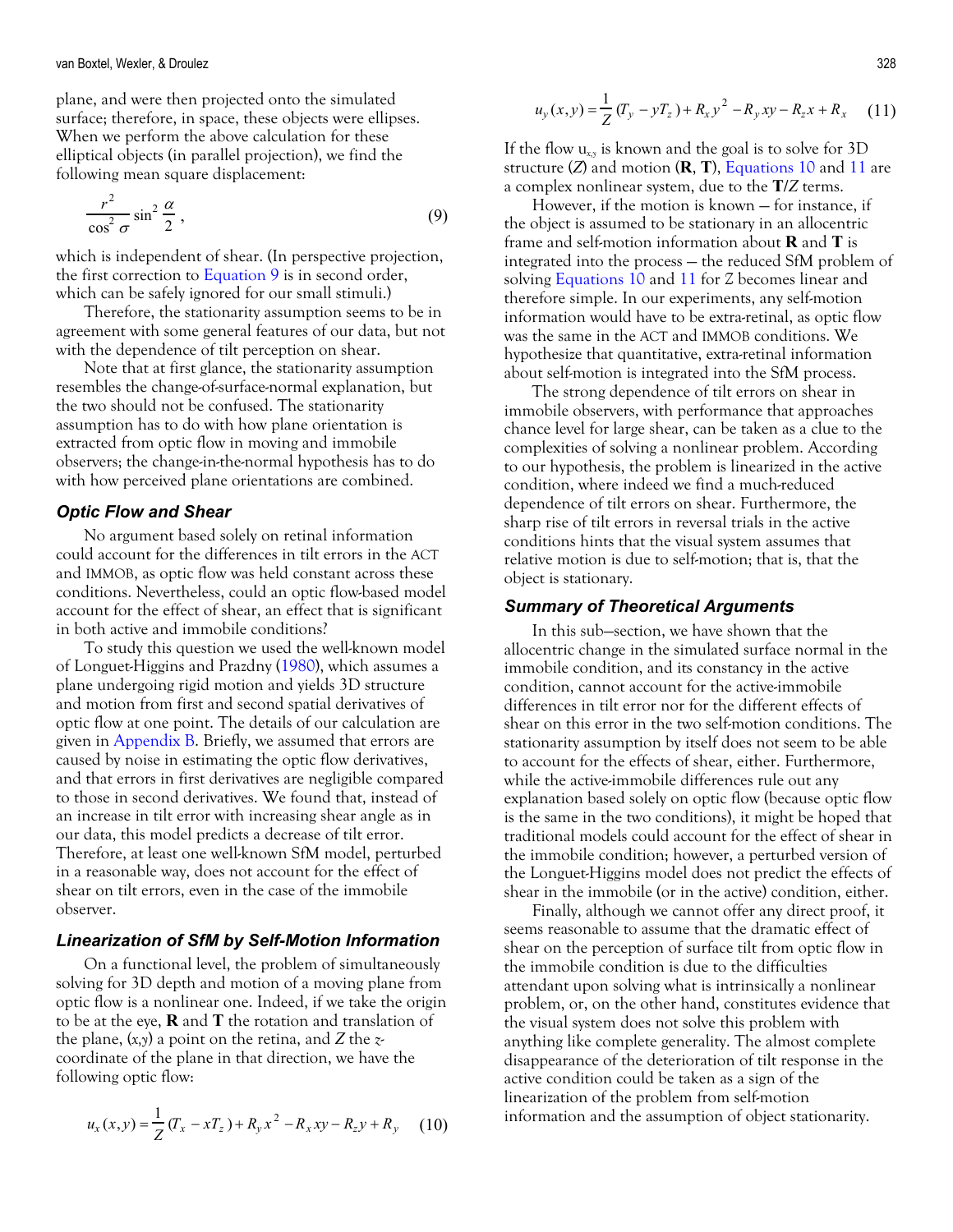plane, and were then projected onto the simulated surface; therefore, in space, these objects were ellipses. When we perform the above calculation for these elliptical objects (in parallel projection), we find the following mean square displacement:

$$\frac{r^2}{\cos^2 \sigma} \sin^2 \frac{\alpha}{2}, \tag{9}$$

which is independent of shear. (In perspective projection, the first correction to Equation 9 is in second order, which can be safely ignored for our small stimuli.)

Therefore, the stationarity assumption seems to be in agreement with some general features of our data, but not with the dependence of tilt perception on shear.

Note that at first glance, the stationarity assumption resembles the change-of-surface-normal explanation, but the two should not be confused. The stationarity assumption has to do with how plane orientation is extracted from optic flow in moving and immobile observers; the change-in-the-normal hypothesis has to do with how perceived plane orientations are combined.

### *Optic Flow and Shear*

No argument based solely on retinal information could account for the differences in tilt errors in the ACT and IMMOB, as optic flow was held constant across these conditions. Nevertheless, could an optic flow-based model account for the effect of shear, an effect that is significant in both active and immobile conditions?

To study this question we used the well-known model of Longuet-Higgins and Prazdny (1980), which assumes a plane undergoing rigid motion and yields 3D structure and motion from first and second spatial derivatives of optic flow at one point. The details of our calculation are given in Appendix B. Briefly, we assumed that errors are caused by noise in estimating the optic flow derivatives, and that errors in first derivatives are negligible compared to those in second derivatives. We found that, instead of an increase in tilt error with increasing shear angle as in our data, this model predicts a decrease of tilt error. Therefore, at least one well-known SfM model, perturbed in a reasonable way, does not account for the effect of shear on tilt errors, even in the case of the immobile observer.

### *Linearization of SfM by Self-Motion Information*

On a functional level, the problem of simultaneously solving for 3D depth and motion of a moving plane from optic flow is a nonlinear one. Indeed, if we take the origin to be at the eye, **R** and **T** the rotation and translation of the plane, $(x,y)$ a point on the retina, and $Z$ the $z$-coordinate of the plane in that direction, we have the following optic flow:

$$u_x(x,y) = \frac{1}{Z}(T_x - xT_z) + R_y x^2 - R_x xy - R_z y + R_y \tag{10}$$

$$u_y(x,y) = \frac{1}{Z}(T_y - yT_z) + R_x y^2 - R_y xy - R_z x + R_x \tag{11}$$

If the flow $u_{x,y}$ is known and the goal is to solve for 3D structure ($Z$) and motion (**R**, **T**), Equations 10 and 11 are a complex nonlinear system, due to the **T**/$Z$ terms.

However, if the motion is known — for instance, if the object is assumed to be stationary in an allocentric frame and self-motion information about **R** and **T** is integrated into the process — the reduced SfM problem of solving Equations 10 and 11 for $Z$ becomes linear and therefore simple. In our experiments, any self-motion information would have to be extra-retinal, as optic flow was the same in the ACT and IMMOB conditions. We hypothesize that quantitative, extra-retinal information about self-motion is integrated into the SfM process.

The strong dependence of tilt errors on shear in immobile observers, with performance that approaches chance level for large shear, can be taken as a clue to the complexities of solving a nonlinear problem. According to our hypothesis, the problem is linearized in the active condition, where indeed we find a much-reduced dependence of tilt errors on shear. Furthermore, the sharp rise of tilt errors in reversal trials in the active conditions hints that the visual system assumes that relative motion is due to self-motion; that is, that the object is stationary.

### *Summary of Theoretical Arguments*

In this sub–section, we have shown that the allocentric change in the simulated surface normal in the immobile condition, and its constancy in the active condition, cannot account for the active-immobile differences in tilt error nor for the different effects of shear on this error in the two self-motion conditions. The stationarity assumption by itself does not seem to be able to account for the effects of shear, either. Furthermore, while the active-immobile differences rule out any explanation based solely on optic flow (because optic flow is the same in the two conditions), it might be hoped that traditional models could account for the effect of shear in the immobile condition; however, a perturbed version of the Longuet-Higgins model does not predict the effects of shear in the immobile (or in the active) condition, either.

Finally, although we cannot offer any direct proof, it seems reasonable to assume that the dramatic effect of shear on the perception of surface tilt from optic flow in the immobile condition is due to the difficulties attendant upon solving what is intrinsically a nonlinear problem, or, on the other hand, constitutes evidence that the visual system does not solve this problem with anything like complete generality. The almost complete disappearance of the deterioration of tilt response in the active condition could be taken as a sign of the linearization of the problem from self-motion information and the assumption of object stationarity.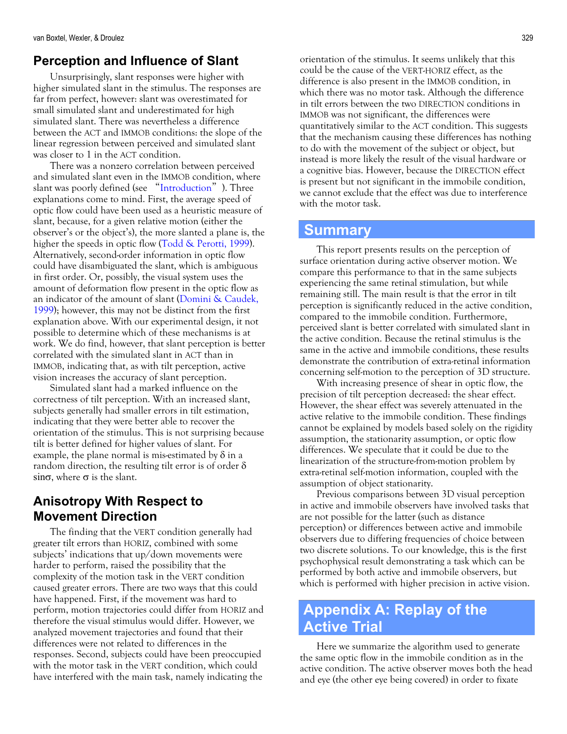## Perception and Influence of Slant

Unsurprisingly, slant responses were higher with higher simulated slant in the stimulus. The responses are far from perfect, however: slant was overestimated for small simulated slant and underestimated for high simulated slant. There was nevertheless a difference between the ACT and IMMOB conditions: the slope of the linear regression between perceived and simulated slant was closer to 1 in the ACT condition.

There was a nonzero correlation between perceived and simulated slant even in the IMMOB condition, where slant was poorly defined (see "Introduction"). Three explanations come to mind. First, the average speed of optic flow could have been used as a heuristic measure of slant, because, for a given relative motion (either the observer's or the object's), the more slanted a plane is, the higher the speeds in optic flow (Todd & Perotti, 1999). Alternatively, second-order information in optic flow could have disambiguated the slant, which is ambiguous in first order. Or, possibly, the visual system uses the amount of deformation flow present in the optic flow as an indicator of the amount of slant (Domini & Caudek, 1999); however, this may not be distinct from the first explanation above. With our experimental design, it not possible to determine which of these mechanisms is at work. We do find, however, that slant perception is better correlated with the simulated slant in ACT than in IMMOB, indicating that, as with tilt perception, active vision increases the accuracy of slant perception.

Simulated slant had a marked influence on the correctness of tilt perception. With an increased slant, subjects generally had smaller errors in tilt estimation, indicating that they were better able to recover the orientation of the stimulus. This is not surprising because tilt is better defined for higher values of slant. For example, the plane normal is mis-estimated by $\delta$ in a random direction, the resulting tilt error is of order $\delta \sin\sigma$, where $\sigma$ is the slant.

## Anisotropy With Respect to Movement Direction

The finding that the VERT condition generally had greater tilt errors than HORIZ, combined with some subjects' indications that up/down movements were harder to perform, raised the possibility that the complexity of the motion task in the VERT condition caused greater errors. There are two ways that this could have happened. First, if the movement was hard to perform, motion trajectories could differ from HORIZ and therefore the visual stimulus would differ. However, we analyzed movement trajectories and found that their differences were not related to differences in the responses. Second, subjects could have been preoccupied with the motor task in the VERT condition, which could have interfered with the main task, namely indicating the orientation of the stimulus. It seems unlikely that this could be the cause of the VERT-HORIZ effect, as the difference is also present in the IMMOB condition, in which there was no motor task. Although the difference in tilt errors between the two DIRECTION conditions in IMMOB was not significant, the differences were quantitatively similar to the ACT condition. This suggests that the mechanism causing these differences has nothing to do with the movement of the subject or object, but instead is more likely the result of the visual hardware or a cognitive bias. However, because the DIRECTION effect is present but not significant in the immobile condition, we cannot exclude that the effect was due to interference with the motor task.

# Summary

This report presents results on the perception of surface orientation during active observer motion. We compare this performance to that in the same subjects experiencing the same retinal stimulation, but while remaining still. The main result is that the error in tilt perception is significantly reduced in the active condition, compared to the immobile condition. Furthermore, perceived slant is better correlated with simulated slant in the active condition. Because the retinal stimulus is the same in the active and immobile conditions, these results demonstrate the contribution of extra-retinal information concerning self-motion to the perception of 3D structure.

With increasing presence of shear in optic flow, the precision of tilt perception decreased: the shear effect. However, the shear effect was severely attenuated in the active relative to the immobile condition. These findings cannot be explained by models based solely on the rigidity assumption, the stationarity assumption, or optic flow differences. We speculate that it could be due to the linearization of the structure-from-motion problem by extra-retinal self-motion information, coupled with the assumption of object stationarity.

Previous comparisons between 3D visual perception in active and immobile observers have involved tasks that are not possible for the latter (such as distance perception) or differences between active and immobile observers due to differing frequencies of choice between two discrete solutions. To our knowledge, this is the first psychophysical result demonstrating a task which can be performed by both active and immobile observers, but which is performed with higher precision in active vision.

# Appendix A: Replay of the Active Trial

Here we summarize the algorithm used to generate the same optic flow in the immobile condition as in the active condition. The active observer moves both the head and eye (the other eye being covered) in order to fixate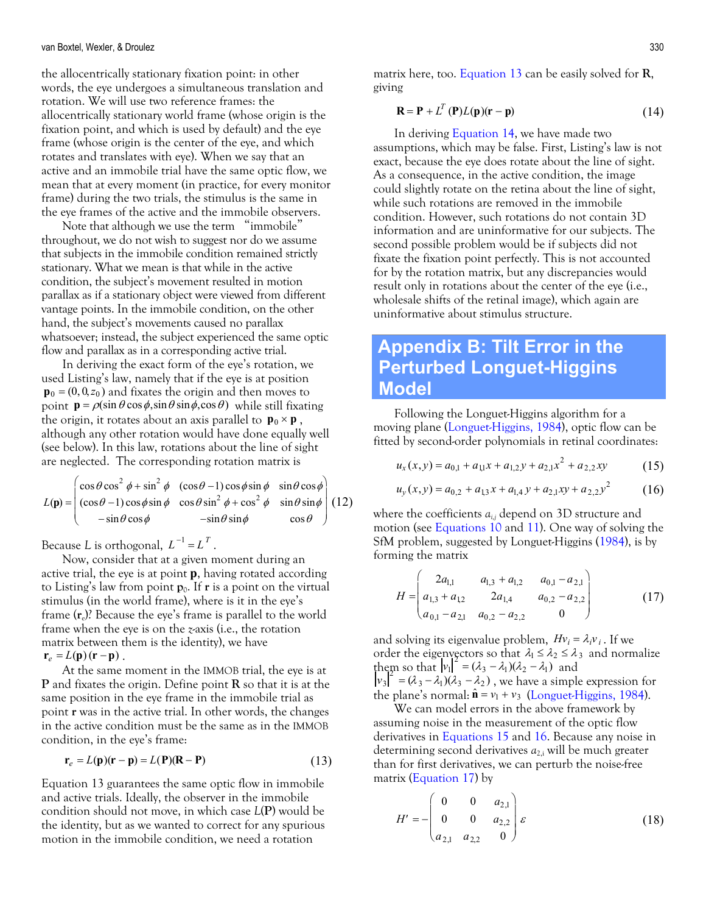the allocentrically stationary fixation point: in other words, the eye undergoes a simultaneous translation and rotation. We will use two reference frames: the allocentrically stationary world frame (whose origin is the fixation point, and which is used by default) and the eye frame (whose origin is the center of the eye, and which rotates and translates with eye). When we say that an active and an immobile trial have the same optic flow, we mean that at every moment (in practice, for every monitor frame) during the two trials, the stimulus is the same in the eye frames of the active and the immobile observers.

Note that although we use the term "immobile" throughout, we do not wish to suggest nor do we assume that subjects in the immobile condition remained strictly stationary. What we mean is that while in the active condition, the subject's movement resulted in motion parallax as if a stationary object were viewed from different vantage points. In the immobile condition, on the other hand, the subject's movements caused no parallax whatsoever; instead, the subject experienced the same optic flow and parallax as in a corresponding active trial.

In deriving the exact form of the eye's rotation, we used Listing's law, namely that if the eye is at position $\mathbf{p}_0 = (0,0,z_0)$ and fixates the origin and then moves to point $\mathbf{p} = \rho(\sin\theta\cos\phi, \sin\theta\sin\phi, \cos\theta)$ while still fixating the origin, it rotates about an axis parallel to $\mathbf{p}_0 \times \mathbf{p}$, although any other rotation would have done equally well (see below). In this law, rotations about the line of sight are neglected. The corresponding rotation matrix is

$$L(\mathbf{p}) = \begin{pmatrix} \cos\theta\cos^2\phi + \sin^2\phi & (\cos\theta - 1)\cos\phi\sin\phi & \sin\theta\cos\phi \\ (\cos\theta - 1)\cos\phi\sin\phi & \cos\theta\sin^2\phi + \cos^2\phi & \sin\theta\sin\phi \\ -\sin\theta\cos\phi & -\sin\theta\sin\phi & \cos\theta \end{pmatrix} \quad (12)$$

Because $L$ is orthogonal, $L^{-1} = L^T$.

Now, consider that at a given moment during an active trial, the eye is at point $\mathbf{p}$, having rotated according to Listing's law from point $\mathbf{p}_0$. If $\mathbf{r}$ is a point on the virtual stimulus (in the world frame), where is it in the eye's frame ($\mathbf{r}_e$)? Because the eye's frame is parallel to the world frame when the eye is on the *z*-axis (i.e., the rotation matrix between them is the identity), we have $\mathbf{r}_e = L(\mathbf{p})(\mathbf{r} - \mathbf{p})$.

At the same moment in the IMMOB trial, the eye is at $\mathbf{P}$ and fixates the origin. Define point $\mathbf{R}$ so that it is at the same position in the eye frame in the immobile trial as point $\mathbf{r}$ was in the active trial. In other words, the changes in the active condition must be the same as in the IMMOB condition, in the eye's frame:

$$\mathbf{r}_e = L(\mathbf{p})(\mathbf{r} - \mathbf{p}) = L(\mathbf{P})(\mathbf{R} - \mathbf{P}) \quad (13)$$

Equation 13 guarantees the same optic flow in immobile and active trials. Ideally, the observer in the immobile condition should not move, in which case $L(\mathbf{P})$ would be the identity, but as we wanted to correct for any spurious motion in the immobile condition, we need a rotation matrix here, too. Equation 13 can be easily solved for $\mathbf{R}$, giving

$$\mathbf{R} = \mathbf{P} + L^T(\mathbf{P})L(\mathbf{p})(\mathbf{r} - \mathbf{p}) \quad (14)$$

In deriving Equation 14, we have made two assumptions, which may be false. First, Listing's law is not exact, because the eye does rotate about the line of sight. As a consequence, in the active condition, the image could slightly rotate on the retina about the line of sight, while such rotations are removed in the immobile condition. However, such rotations do not contain 3D information and are uninformative for our subjects. The second possible problem would be if subjects did not fixate the fixation point perfectly. This is not accounted for by the rotation matrix, but any discrepancies would result only in rotations about the center of the eye (i.e., wholesale shifts of the retinal image), which again are uninformative about stimulus structure.

## Appendix B: Tilt Error in the Perturbed Longuet-Higgins Model

Following the Longuet-Higgins algorithm for a moving plane (Longuet-Higgins, 1984), optic flow can be fitted by second-order polynomials in retinal coordinates:

$$u_x(x,y) = a_{0,1} + a_{1,1}x + a_{1,2}y + a_{2,1}x^2 + a_{2,2}xy \quad (15)$$

$$u_y(x,y) = a_{0,2} + a_{1,3}x + a_{1,4}y + a_{2,1}xy + a_{2,2}y^2 \quad (16)$$

where the coefficients $a_{i,j}$ depend on 3D structure and motion (see Equations 10 and 11). One way of solving the SfM problem, suggested by Longuet-Higgins (1984), is by forming the matrix

$$H = \begin{pmatrix} 2a_{1,1} & a_{1,3} + a_{1,2} & a_{0,1} - a_{2,1} \\ a_{1,3} + a_{1,2} & 2a_{1,4} & a_{0,2} - a_{2,2} \\ a_{0,1} - a_{2,1} & a_{0,2} - a_{2,2} & 0 \end{pmatrix} \quad (17)$$

and solving its eigenvalue problem, $Hv_i = \lambda_i v_i$. If we order the eigenvectors so that $\lambda_1 \le \lambda_2 \le \lambda_3$ and normalize them so that $|v_1|^2 = (\lambda_3 - \lambda_1)(\lambda_2 - \lambda_1)$ and $|v_3|^2 = (\lambda_3 - \lambda_1)(\lambda_3 - \lambda_2)$, we have a simple expression for the plane's normal: $\hat{\mathbf{n}} = v_1 + v_3$ (Longuet-Higgins, 1984).

We can model errors in the above framework by assuming noise in the measurement of the optic flow derivatives in Equations 15 and 16. Because noise in determining second derivatives $a_{2,i}$ will be much greater than for first derivatives, we can perturb the noise-free matrix (Equation 17) by

$$H' = -\begin{pmatrix} 0 & 0 & a_{2,1} \\ 0 & 0 & a_{2,2} \\ a_{2,1} & a_{2,2} & 0 \end{pmatrix} \varepsilon \quad (18)$$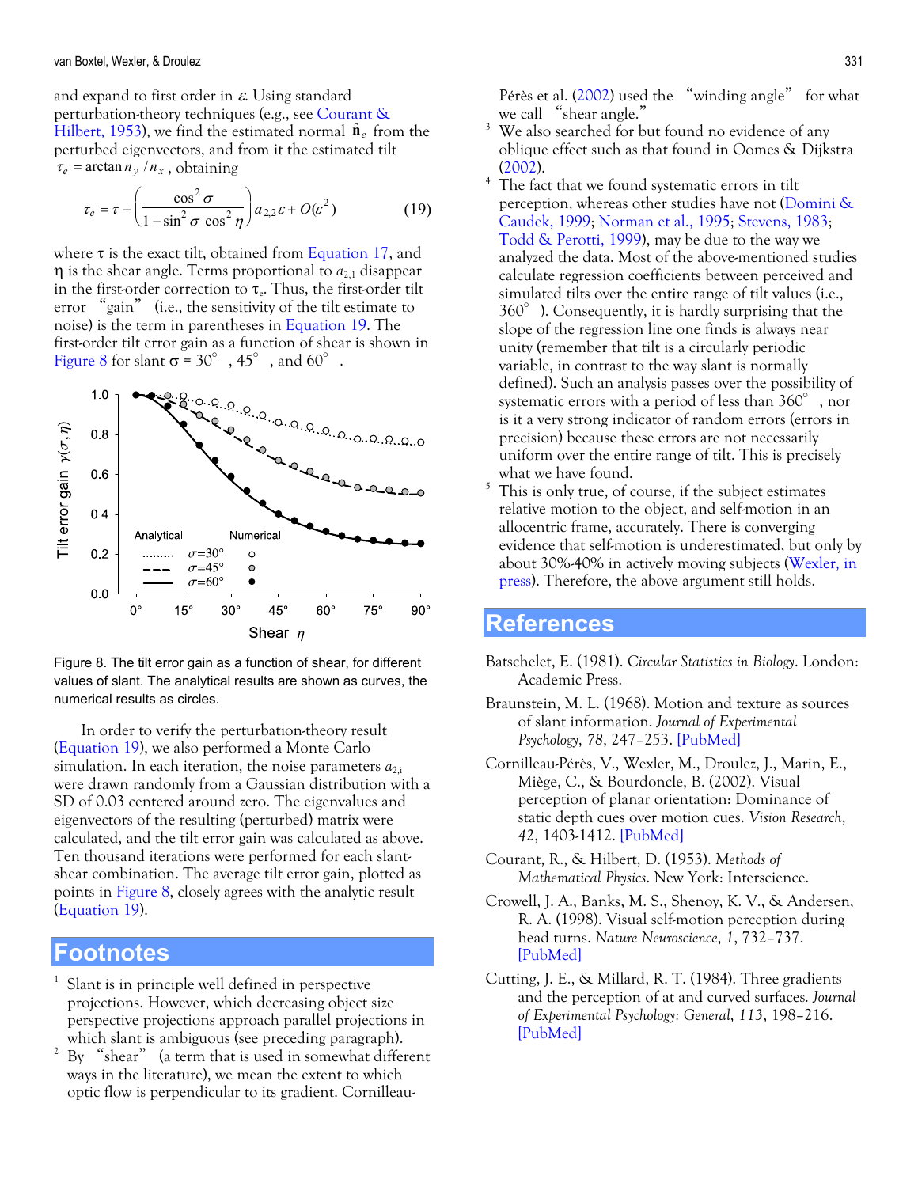and expand to first order in $\varepsilon$. Using standard perturbation-theory techniques (e.g., see Courant & Hilbert, 1953), we find the estimated normal $\hat{\mathbf{n}}_e$ from the perturbed eigenvectors, and from it the estimated tilt $\tau_e = \arctan n_y / n_x$, obtaining

$$\tau_e = \tau + \left( \frac{\cos^2 \sigma}{1 - \sin^2 \sigma \cos^2 \eta} \right) a_{2,2}\varepsilon + O(\varepsilon^2) \tag{19}$$

where $\tau$ is the exact tilt, obtained from Equation 17, and $\eta$ is the shear angle. Terms proportional to $a_{2,1}$ disappear in the first-order correction to $\tau_e$. Thus, the first-order tilt error "gain" (i.e., the sensitivity of the tilt estimate to noise) is the term in parentheses in Equation 19. The first-order tilt error gain as a function of shear is shown in Figure 8 for slant $\sigma$ = 30°, 45°, and 60°.

Tilt error gain $\gamma(\sigma,\eta)$
1.0
0.8
0.6
0.4
0.2
0.0
Analytical
Numerical
$\sigma$=30°
$\sigma$=45°
$\sigma$=60°
0°
15°
30°
45°
60°
75°
90°
Shear $\eta$

Figure 8. The tilt error gain as a function of shear, for different values of slant. The analytical results are shown as curves, the numerical results as circles.

In order to verify the perturbation-theory result (Equation 19), we also performed a Monte Carlo simulation. In each iteration, the noise parameters $a_{2,i}$ were drawn randomly from a Gaussian distribution with a SD of 0.03 centered around zero. The eigenvalues and eigenvectors of the resulting (perturbed) matrix were calculated, and the tilt error gain was calculated as above. Ten thousand iterations were performed for each slant-shear combination. The average tilt error gain, plotted as points in Figure 8, closely agrees with the analytic result (Equation 19).

## Footnotes

[1] Slant is in principle well defined in perspective projections. However, with decreasing object size perspective projections approach parallel projections in which slant is ambiguous (see preceding paragraph).

[2] By "shear" (a term that is used in somewhat different ways in the literature), we mean the extent to which optic flow is perpendicular to its gradient. Cornilleau-Pérès et al. (2002) used the "winding angle" for what we call "shear angle."

[3] We also searched for but found no evidence of any oblique effect such as that found in Oomes & Dijkstra (2002).

[4] The fact that we found systematic errors in tilt perception, whereas other studies have not (Domini & Caudek, 1999; Norman et al., 1995; Stevens, 1983; Todd & Perotti, 1999), may be due to the way we analyzed the data. Most of the above-mentioned studies calculate regression coefficients between perceived and simulated tilts over the entire range of tilt values (i.e., 360°). Consequently, it is hardly surprising that the slope of the regression line one finds is always near unity (remember that tilt is a circularly periodic variable, in contrast to the way slant is normally defined). Such an analysis passes over the possibility of systematic errors with a period of less than 360°, nor is it a very strong indicator of random errors (errors in precision) because these errors are not necessarily uniform over the entire range of tilt. This is precisely what we have found.

[5] This is only true, of course, if the subject estimates relative motion to the object, and self-motion in an allocentric frame, accurately. There is converging evidence that self-motion is underestimated, but only by about 30%-40% in actively moving subjects (Wexler, in press). Therefore, the above argument still holds.

## References

Batschelet, E. (1981). *Circular Statistics in Biology*. London: Academic Press.

Braunstein, M. L. (1968). Motion and texture as sources of slant information. *Journal of Experimental Psychology*, *78*, 247–253. [PubMed]

Cornilleau-Pérès, V., Wexler, M., Droulez, J., Marin, E., Miège, C., & Bourdoncle, B. (2002). Visual perception of planar orientation: Dominance of static depth cues over motion cues. *Vision Research*, *42*, 1403-1412. [PubMed]

Courant, R., & Hilbert, D. (1953). *Methods of Mathematical Physics*. New York: Interscience.

Crowell, J. A., Banks, M. S., Shenoy, K. V., & Andersen, R. A. (1998). Visual self-motion perception during head turns. *Nature Neuroscience*, *1*, 732–737. [PubMed]

Cutting, J. E., & Millard, R. T. (1984). Three gradients and the perception of at and curved surfaces. *Journal of Experimental Psychology: General*, *113*, 198–216. [PubMed]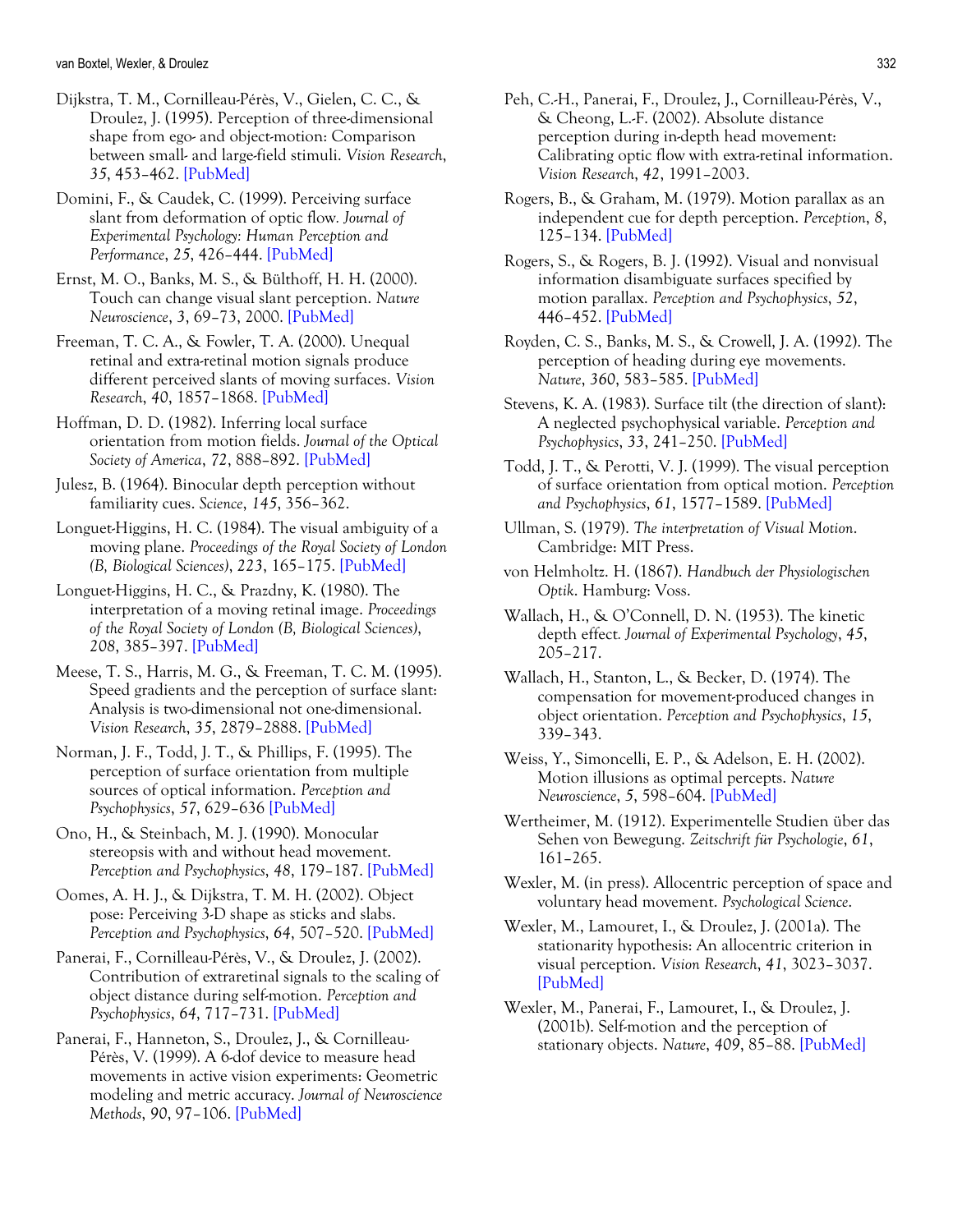Dijkstra, T. M., Cornilleau-Pérès, V., Gielen, C. C., & Droulez, J. (1995). Perception of three-dimensional shape from ego- and object-motion: Comparison between small- and large-field stimuli. *Vision Research*, *35*, 453–462. [PubMed]

Domini, F., & Caudek, C. (1999). Perceiving surface slant from deformation of optic flow. *Journal of Experimental Psychology: Human Perception and Performance*, *25*, 426–444. [PubMed]

Ernst, M. O., Banks, M. S., & Bülthoff, H. H. (2000). Touch can change visual slant perception. *Nature Neuroscience*, *3*, 69–73, 2000. [PubMed]

Freeman, T. C. A., & Fowler, T. A. (2000). Unequal retinal and extra-retinal motion signals produce different perceived slants of moving surfaces. *Vision Research*, *40*, 1857–1868. [PubMed]

Hoffman, D. D. (1982). Inferring local surface orientation from motion fields. *Journal of the Optical Society of America*, *72*, 888–892. [PubMed]

Julesz, B. (1964). Binocular depth perception without familiarity cues. *Science*, *145*, 356–362.

Longuet-Higgins, H. C. (1984). The visual ambiguity of a moving plane. *Proceedings of the Royal Society of London (B, Biological Sciences)*, *223*, 165–175. [PubMed]

Longuet-Higgins, H. C., & Prazdny, K. (1980). The interpretation of a moving retinal image. *Proceedings of the Royal Society of London (B, Biological Sciences)*, *208*, 385–397. [PubMed]

Meese, T. S., Harris, M. G., & Freeman, T. C. M. (1995). Speed gradients and the perception of surface slant: Analysis is two-dimensional not one-dimensional. *Vision Research*, *35*, 2879–2888. [PubMed]

Norman, J. F., Todd, J. T., & Phillips, F. (1995). The perception of surface orientation from multiple sources of optical information. *Perception and Psychophysics*, *57*, 629–636 [PubMed]

Ono, H., & Steinbach, M. J. (1990). Monocular stereopsis with and without head movement. *Perception and Psychophysics*, *48*, 179–187. [PubMed]

Oomes, A. H. J., & Dijkstra, T. M. H. (2002). Object pose: Perceiving 3-D shape as sticks and slabs. *Perception and Psychophysics*, *64*, 507–520. [PubMed]

Panerai, F., Cornilleau-Pérès, V., & Droulez, J. (2002). Contribution of extraretinal signals to the scaling of object distance during self-motion. *Perception and Psychophysics*, *64*, 717–731. [PubMed]

Panerai, F., Hanneton, S., Droulez, J., & Cornilleau-Pérès, V. (1999). A 6-dof device to measure head movements in active vision experiments: Geometric modeling and metric accuracy. *Journal of Neuroscience Methods*, *90*, 97–106. [PubMed]

Peh, C.-H., Panerai, F., Droulez, J., Cornilleau-Pérès, V., & Cheong, L.-F. (2002). Absolute distance perception during in-depth head movement: Calibrating optic flow with extra-retinal information. *Vision Research*, *42*, 1991–2003.

Rogers, B., & Graham, M. (1979). Motion parallax as an independent cue for depth perception. *Perception*, *8*, 125–134. [PubMed]

Rogers, S., & Rogers, B. J. (1992). Visual and nonvisual information disambiguate surfaces specified by motion parallax. *Perception and Psychophysics*, *52*, 446–452. [PubMed]

Royden, C. S., Banks, M. S., & Crowell, J. A. (1992). The perception of heading during eye movements. *Nature*, *360*, 583–585. [PubMed]

Stevens, K. A. (1983). Surface tilt (the direction of slant): A neglected psychophysical variable. *Perception and Psychophysics*, *33*, 241–250. [PubMed]

Todd, J. T., & Perotti, V. J. (1999). The visual perception of surface orientation from optical motion. *Perception and Psychophysics*, *61*, 1577–1589. [PubMed]

Ullman, S. (1979). *The interpretation of Visual Motion*. Cambridge: MIT Press.

von Helmholtz. H. (1867). *Handbuch der Physiologischen Optik*. Hamburg: Voss.

Wallach, H., & O'Connell, D. N. (1953). The kinetic depth effect. *Journal of Experimental Psychology*, *45*, 205–217.

Wallach, H., Stanton, L., & Becker, D. (1974). The compensation for movement-produced changes in object orientation. *Perception and Psychophysics*, *15*, 339–343.

Weiss, Y., Simoncelli, E. P., & Adelson, E. H. (2002). Motion illusions as optimal percepts. *Nature Neuroscience*, *5*, 598–604. [PubMed]

Wertheimer, M. (1912). Experimentelle Studien über das Sehen von Bewegung. *Zeitschrift für Psychologie*, *61*, 161–265.

Wexler, M. (in press). Allocentric perception of space and voluntary head movement. *Psychological Science*.

Wexler, M., Lamouret, I., & Droulez, J. (2001a). The stationarity hypothesis: An allocentric criterion in visual perception. *Vision Research*, *41*, 3023–3037. [PubMed]

Wexler, M., Panerai, F., Lamouret, I., & Droulez, J. (2001b). Self-motion and the perception of stationary objects. *Nature*, *409*, 85–88. [PubMed]